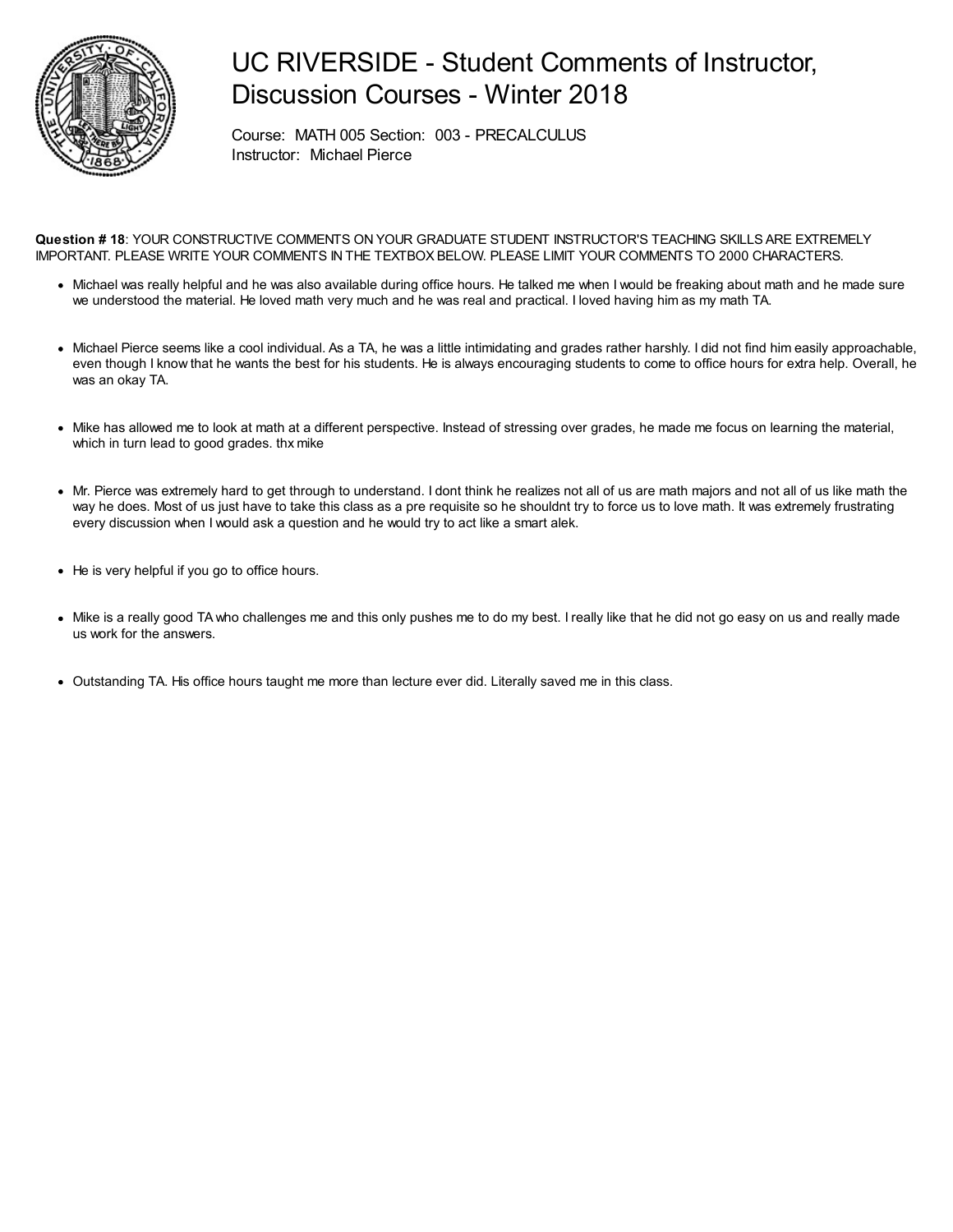# UC RIVERSIDE - Student Comments of Instructor, Discussion Courses - Winter 2018

Course: MATH 005 Section: 003 - PRECALCULUS
Instructor: Michael Pierce

**Question # 18**: YOUR CONSTRUCTIVE COMMENTS ON YOUR GRADUATE STUDENT INSTRUCTOR'S TEACHING SKILLS ARE EXTREMELY IMPORTANT. PLEASE WRITE YOUR COMMENTS IN THE TEXTBOX BELOW. PLEASE LIMIT YOUR COMMENTS TO 2000 CHARACTERS.

- Michael was really helpful and he was also available during office hours. He talked me when I would be freaking about math and he made sure we understood the material. He loved math very much and he was real and practical. I loved having him as my math TA.

- Michael Pierce seems like a cool individual. As a TA, he was a little intimidating and grades rather harshly. I did not find him easily approachable, even though I know that he wants the best for his students. He is always encouraging students to come to office hours for extra help. Overall, he was an okay TA.

- Mike has allowed me to look at math at a different perspective. Instead of stressing over grades, he made me focus on learning the material, which in turn lead to good grades. thx mike

- Mr. Pierce was extremely hard to get through to understand. I dont think he realizes not all of us are math majors and not all of us like math the way he does. Most of us just have to take this class as a pre requisite so he shouldnt try to force us to love math. It was extremely frustrating every discussion when I would ask a question and he would try to act like a smart alek.

- He is very helpful if you go to office hours.

- Mike is a really good TA who challenges me and this only pushes me to do my best. I really like that he did not go easy on us and really made us work for the answers.

- Outstanding TA. His office hours taught me more than lecture ever did. Literally saved me in this class.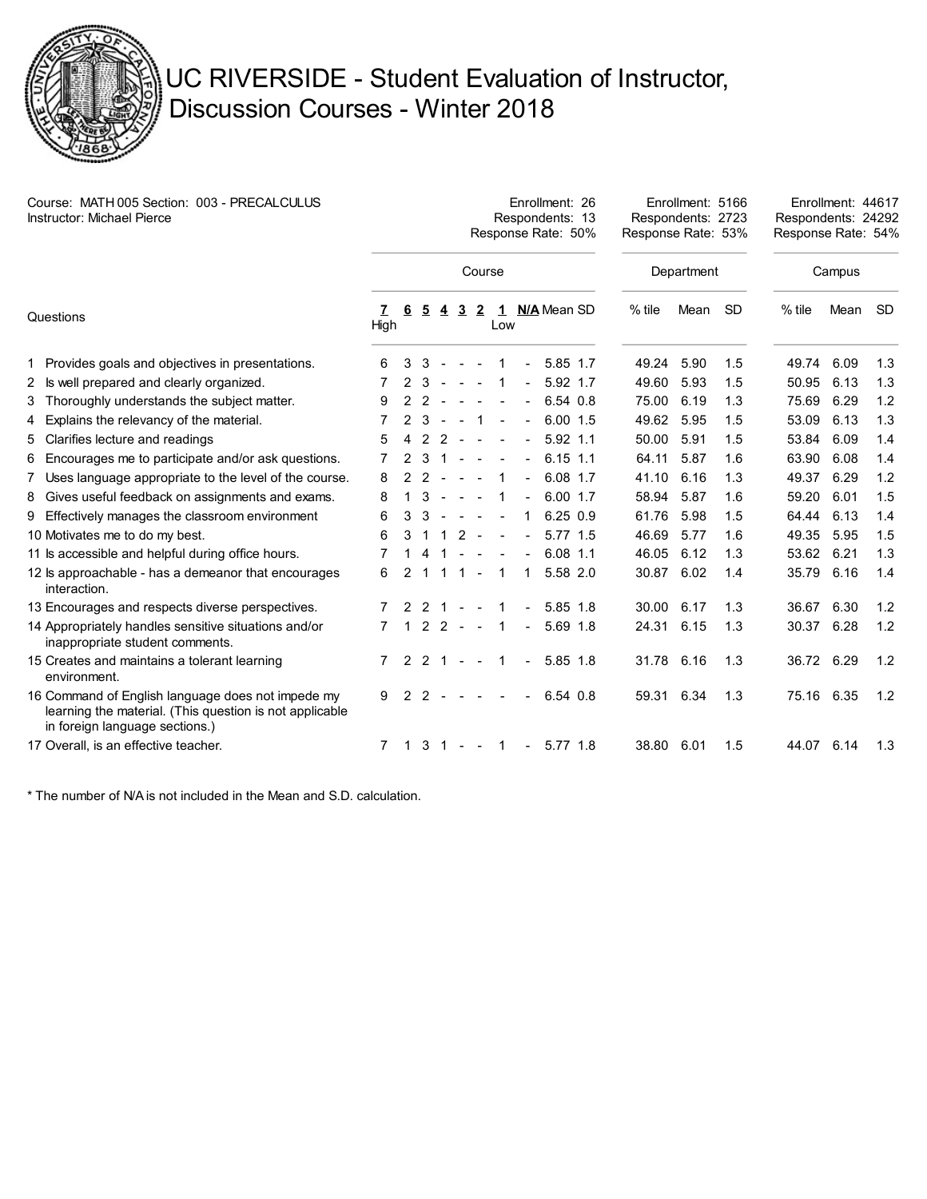# UC RIVERSIDE - Student Evaluation of Instructor, Discussion Courses - Winter 2018

Course: MATH 005 Section: 003 - PRECALCULUS
Instructor: Michael Pierce

| | Course | Department | Campus |
|---|---|---|---|
| Enrollment | 26 | 5166 | 44617 |
| Respondents | 13 | 2723 | 24292 |
| Response Rate | 50% | 53% | 54% |

| Questions | 7 High | 6 | 5 | 4 | 3 | 2 | 1 Low | N/A | Mean | SD | Dept % tile | Dept Mean | Dept SD | Campus % tile | Campus Mean | Campus SD |
|---|---|---|---|---|---|---|---|---|---|---|---|---|---|---|---|---|
| 1 Provides goals and objectives in presentations. | 6 | 3 | 3 | - | - | - | 1 | - | 5.85 | 1.7 | 49.24 | 5.90 | 1.5 | 49.74 | 6.09 | 1.3 |
| 2 Is well prepared and clearly organized. | 7 | 2 | 3 | - | - | - | 1 | - | 5.92 | 1.7 | 49.60 | 5.93 | 1.5 | 50.95 | 6.13 | 1.3 |
| 3 Thoroughly understands the subject matter. | 9 | 2 | 2 | - | - | - | - | - | 6.54 | 0.8 | 75.00 | 6.19 | 1.3 | 75.69 | 6.29 | 1.2 |
| 4 Explains the relevancy of the material. | 7 | 2 | 3 | - | - | 1 | - | - | 6.00 | 1.5 | 49.62 | 5.95 | 1.5 | 53.09 | 6.13 | 1.3 |
| 5 Clarifies lecture and readings | 5 | 4 | 2 | 2 | - | - | - | - | 5.92 | 1.1 | 50.00 | 5.91 | 1.5 | 53.84 | 6.09 | 1.4 |
| 6 Encourages me to participate and/or ask questions. | 7 | 2 | 3 | 1 | - | - | - | - | 6.15 | 1.1 | 64.11 | 5.87 | 1.6 | 63.90 | 6.08 | 1.4 |
| 7 Uses language appropriate to the level of the course. | 8 | 2 | 2 | - | - | - | 1 | - | 6.08 | 1.7 | 41.10 | 6.16 | 1.3 | 49.37 | 6.29 | 1.2 |
| 8 Gives useful feedback on assignments and exams. | 8 | 1 | 3 | - | - | - | 1 | - | 6.00 | 1.7 | 58.94 | 5.87 | 1.6 | 59.20 | 6.01 | 1.5 |
| 9 Effectively manages the classroom environment | 6 | 3 | 3 | - | - | - | - | 1 | 6.25 | 0.9 | 61.76 | 5.98 | 1.5 | 64.44 | 6.13 | 1.4 |
| 10 Motivates me to do my best. | 6 | 3 | 1 | 1 | 2 | - | - | - | 5.77 | 1.5 | 46.69 | 5.77 | 1.6 | 49.35 | 5.95 | 1.5 |
| 11 Is accessible and helpful during office hours. | 7 | 1 | 4 | 1 | - | - | - | - | 6.08 | 1.1 | 46.05 | 6.12 | 1.3 | 53.62 | 6.21 | 1.3 |
| 12 Is approachable - has a demeanor that encourages interaction. | 6 | 2 | 1 | 1 | 1 | - | 1 | 1 | 5.58 | 2.0 | 30.87 | 6.02 | 1.4 | 35.79 | 6.16 | 1.4 |
| 13 Encourages and respects diverse perspectives. | 7 | 2 | 2 | 1 | - | - | 1 | - | 5.85 | 1.8 | 30.00 | 6.17 | 1.3 | 36.67 | 6.30 | 1.2 |
| 14 Appropriately handles sensitive situations and/or inappropriate student comments. | 7 | 1 | 2 | 2 | - | - | 1 | - | 5.69 | 1.8 | 24.31 | 6.15 | 1.3 | 30.37 | 6.28 | 1.2 |
| 15 Creates and maintains a tolerant learning environment. | 7 | 2 | 2 | 1 | - | - | 1 | - | 5.85 | 1.8 | 31.78 | 6.16 | 1.3 | 36.72 | 6.29 | 1.2 |
| 16 Command of English language does not impede my learning the material. (This question is not applicable in foreign language sections.) | 9 | 2 | 2 | - | - | - | - | - | 6.54 | 0.8 | 59.31 | 6.34 | 1.3 | 75.16 | 6.35 | 1.2 |
| 17 Overall, is an effective teacher. | 7 | 1 | 3 | 1 | - | - | 1 | - | 5.77 | 1.8 | 38.80 | 6.01 | 1.5 | 44.07 | 6.14 | 1.3 |

* The number of N/A is not included in the Mean and S.D. calculation.